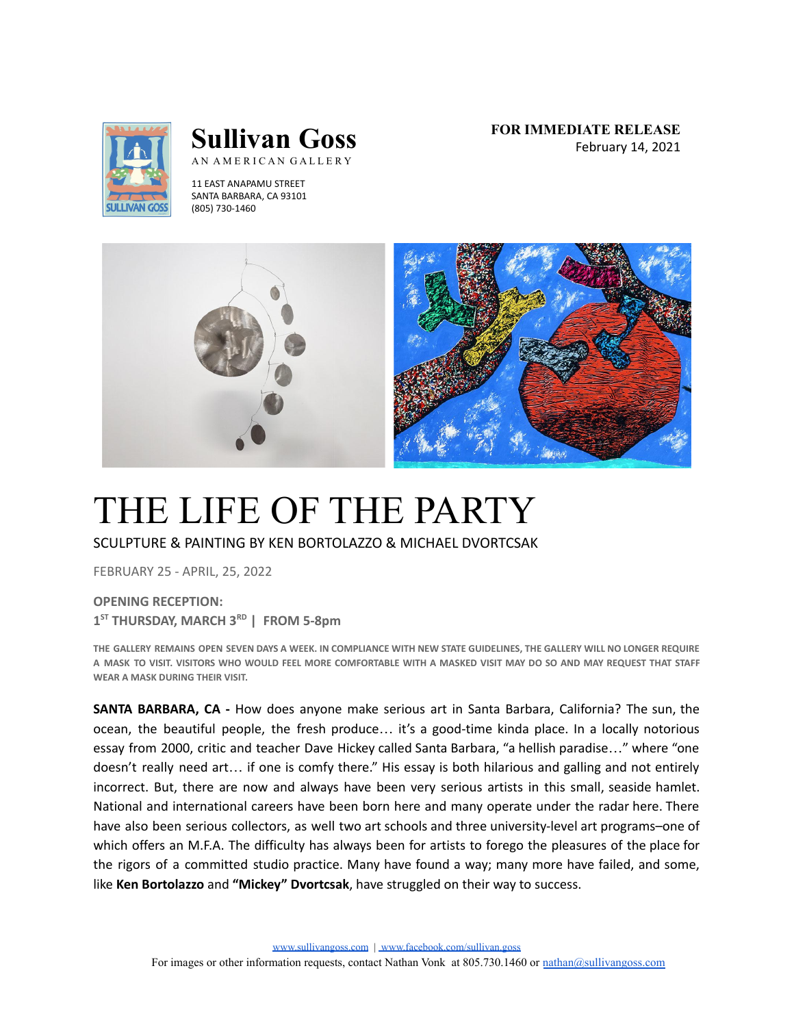# Sullivan Goss

AN AMERICAN GALLERY

11 EAST ANAPAMU STREET
SANTA BARBARA, CA 93101
(805) 730-1460

**FOR IMMEDIATE RELEASE**
February 14, 2021

# THE LIFE OF THE PARTY

SCULPTURE & PAINTING BY KEN BORTOLAZZO & MICHAEL DVORTCSAK

FEBRUARY 25 - APRIL, 25, 2022

**OPENING RECEPTION:**
**1ST THURSDAY, MARCH 3RD | FROM 5-8pm**

**THE GALLERY REMAINS OPEN SEVEN DAYS A WEEK. IN COMPLIANCE WITH NEW STATE GUIDELINES, THE GALLERY WILL NO LONGER REQUIRE A MASK TO VISIT. VISITORS WHO WOULD FEEL MORE COMFORTABLE WITH A MASKED VISIT MAY DO SO AND MAY REQUEST THAT STAFF WEAR A MASK DURING THEIR VISIT.**

**SANTA BARBARA, CA -** How does anyone make serious art in Santa Barbara, California? The sun, the ocean, the beautiful people, the fresh produce… it's a good-time kinda place. In a locally notorious essay from 2000, critic and teacher Dave Hickey called Santa Barbara, "a hellish paradise…" where "one doesn't really need art… if one is comfy there." His essay is both hilarious and galling and not entirely incorrect. But, there are now and always have been very serious artists in this small, seaside hamlet. National and international careers have been born here and many operate under the radar here. There have also been serious collectors, as well two art schools and three university-level art programs–one of which offers an M.F.A. The difficulty has always been for artists to forego the pleasures of the place for the rigors of a committed studio practice. Many have found a way; many more have failed, and some, like **Ken Bortolazzo** and **"Mickey" Dvortcsak**, have struggled on their way to success.

www.sullivangoss.com | www.facebook.com/sullivan.goss
For images or other information requests, contact Nathan Vonk at 805.730.1460 or nathan@sullivangoss.com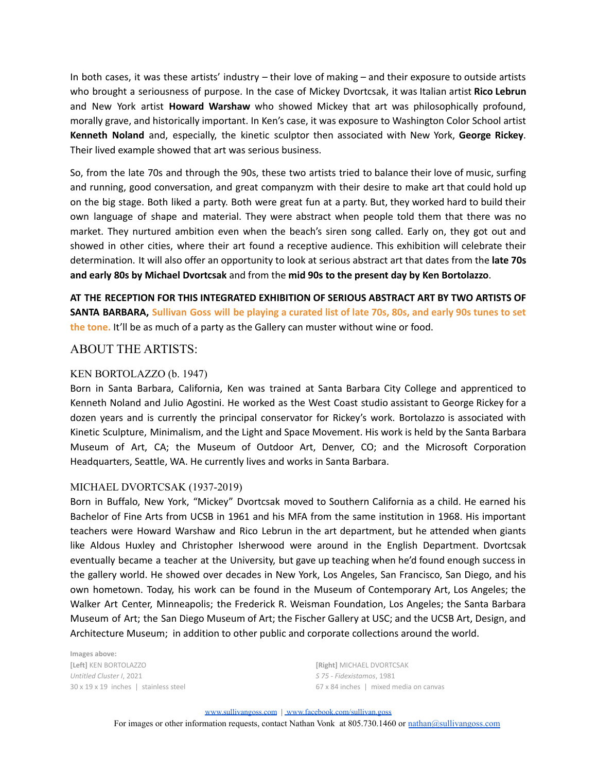In both cases, it was these artists' industry – their love of making – and their exposure to outside artists who brought a seriousness of purpose. In the case of Mickey Dvortcsak, it was Italian artist **Rico Lebrun** and New York artist **Howard Warshaw** who showed Mickey that art was philosophically profound, morally grave, and historically important. In Ken's case, it was exposure to Washington Color School artist **Kenneth Noland** and, especially, the kinetic sculptor then associated with New York, **George Rickey**. Their lived example showed that art was serious business.

So, from the late 70s and through the 90s, these two artists tried to balance their love of music, surfing and running, good conversation, and great companyzm with their desire to make art that could hold up on the big stage. Both liked a party. Both were great fun at a party. But, they worked hard to build their own language of shape and material. They were abstract when people told them that there was no market. They nurtured ambition even when the beach's siren song called. Early on, they got out and showed in other cities, where their art found a receptive audience. This exhibition will celebrate their determination. It will also offer an opportunity to look at serious abstract art that dates from the **late 70s and early 80s by Michael Dvortcsak** and from the **mid 90s to the present day by Ken Bortolazzo**.

**AT THE RECEPTION FOR THIS INTEGRATED EXHIBITION OF SERIOUS ABSTRACT ART BY TWO ARTISTS OF SANTA BARBARA, Sullivan Goss will be playing a curated list of late 70s, 80s, and early 90s tunes to set the tone.** It'll be as much of a party as the Gallery can muster without wine or food.

## ABOUT THE ARTISTS:

### KEN BORTOLAZZO (b. 1947)

Born in Santa Barbara, California, Ken was trained at Santa Barbara City College and apprenticed to Kenneth Noland and Julio Agostini. He worked as the West Coast studio assistant to George Rickey for a dozen years and is currently the principal conservator for Rickey's work. Bortolazzo is associated with Kinetic Sculpture, Minimalism, and the Light and Space Movement. His work is held by the Santa Barbara Museum of Art, CA; the Museum of Outdoor Art, Denver, CO; and the Microsoft Corporation Headquarters, Seattle, WA. He currently lives and works in Santa Barbara.

### MICHAEL DVORTCSAK (1937-2019)

Born in Buffalo, New York, "Mickey" Dvortcsak moved to Southern California as a child. He earned his Bachelor of Fine Arts from UCSB in 1961 and his MFA from the same institution in 1968. His important teachers were Howard Warshaw and Rico Lebrun in the art department, but he attended when giants like Aldous Huxley and Christopher Isherwood were around in the English Department. Dvortcsak eventually became a teacher at the University, but gave up teaching when he'd found enough success in the gallery world. He showed over decades in New York, Los Angeles, San Francisco, San Diego, and his own hometown. Today, his work can be found in the Museum of Contemporary Art, Los Angeles; the Walker Art Center, Minneapolis; the Frederick R. Weisman Foundation, Los Angeles; the Santa Barbara Museum of Art; the San Diego Museum of Art; the Fischer Gallery at USC; and the UCSB Art, Design, and Architecture Museum; in addition to other public and corporate collections around the world.

**Images above:**

**[Left]** KEN BORTOLAZZO
*Untitled Cluster I*, 2021
30 x 19 x 19 inches | stainless steel

**[Right]** MICHAEL DVORTCSAK
*S 75 - Fidexistamos*, 1981
67 x 84 inches | mixed media on canvas

www.sullivangoss.com | www.facebook.com/sullivan.goss

For images or other information requests, contact Nathan Vonk at 805.730.1460 or nathan@sullivangoss.com